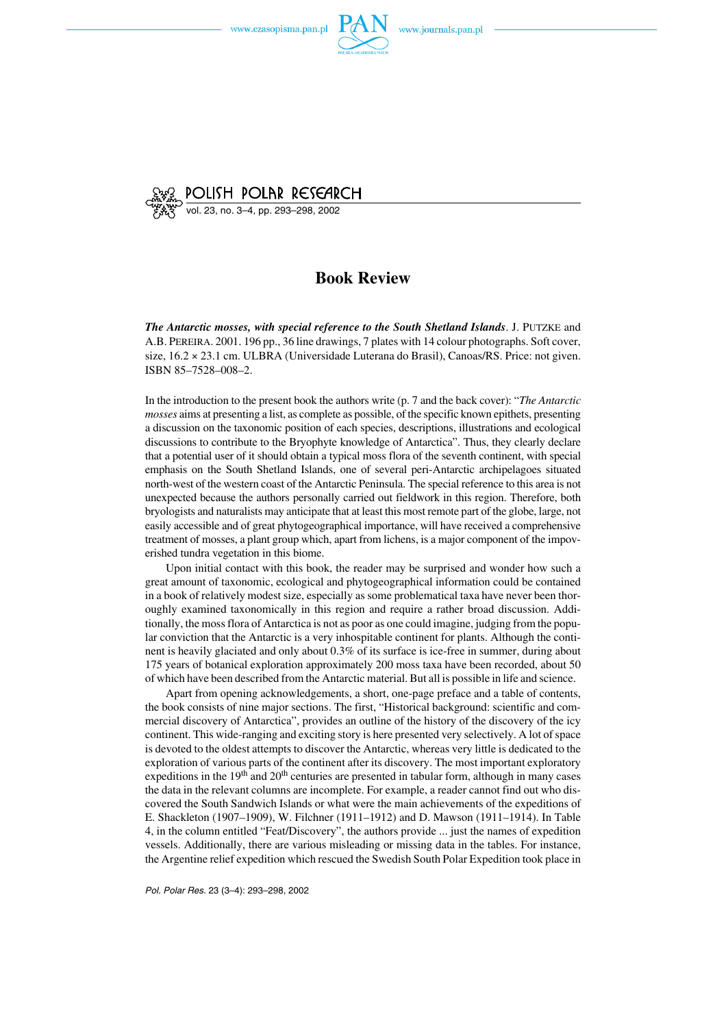# Book Review

***The Antarctic mosses, with special reference to the South Shetland Islands***. J. PUTZKE and A.B. PEREIRA. 2001. 196 pp., 36 line drawings, 7 plates with 14 colour photographs. Soft cover, size, 16.2 × 23.1 cm. ULBRA (Universidade Luterana do Brasil), Canoas/RS. Price: not given. ISBN 85–7528–008–2.

In the introduction to the present book the authors write (p. 7 and the back cover): "*The Antarctic mosses* aims at presenting a list, as complete as possible, of the specific known epithets, presenting a discussion on the taxonomic position of each species, descriptions, illustrations and ecological discussions to contribute to the Bryophyte knowledge of Antarctica". Thus, they clearly declare that a potential user of it should obtain a typical moss flora of the seventh continent, with special emphasis on the South Shetland Islands, one of several peri-Antarctic archipelagoes situated north-west of the western coast of the Antarctic Peninsula. The special reference to this area is not unexpected because the authors personally carried out fieldwork in this region. Therefore, both bryologists and naturalists may anticipate that at least this most remote part of the globe, large, not easily accessible and of great phytogeographical importance, will have received a comprehensive treatment of mosses, a plant group which, apart from lichens, is a major component of the impoverished tundra vegetation in this biome.

Upon initial contact with this book, the reader may be surprised and wonder how such a great amount of taxonomic, ecological and phytogeographical information could be contained in a book of relatively modest size, especially as some problematical taxa have never been thoroughly examined taxonomically in this region and require a rather broad discussion. Additionally, the moss flora of Antarctica is not as poor as one could imagine, judging from the popular conviction that the Antarctic is a very inhospitable continent for plants. Although the continent is heavily glaciated and only about 0.3% of its surface is ice-free in summer, during about 175 years of botanical exploration approximately 200 moss taxa have been recorded, about 50 of which have been described from the Antarctic material. But all is possible in life and science.

Apart from opening acknowledgements, a short, one-page preface and a table of contents, the book consists of nine major sections. The first, "Historical background: scientific and commercial discovery of Antarctica", provides an outline of the history of the discovery of the icy continent. This wide-ranging and exciting story is here presented very selectively. A lot of space is devoted to the oldest attempts to discover the Antarctic, whereas very little is dedicated to the exploration of various parts of the continent after its discovery. The most important exploratory expeditions in the 19th and 20th centuries are presented in tabular form, although in many cases the data in the relevant columns are incomplete. For example, a reader cannot find out who discovered the South Sandwich Islands or what were the main achievements of the expeditions of E. Shackleton (1907–1909), W. Filchner (1911–1912) and D. Mawson (1911–1914). In Table 4, in the column entitled "Feat/Discovery", the authors provide ... just the names of expedition vessels. Additionally, there are various misleading or missing data in the tables. For instance, the Argentine relief expedition which rescued the Swedish South Polar Expedition took place in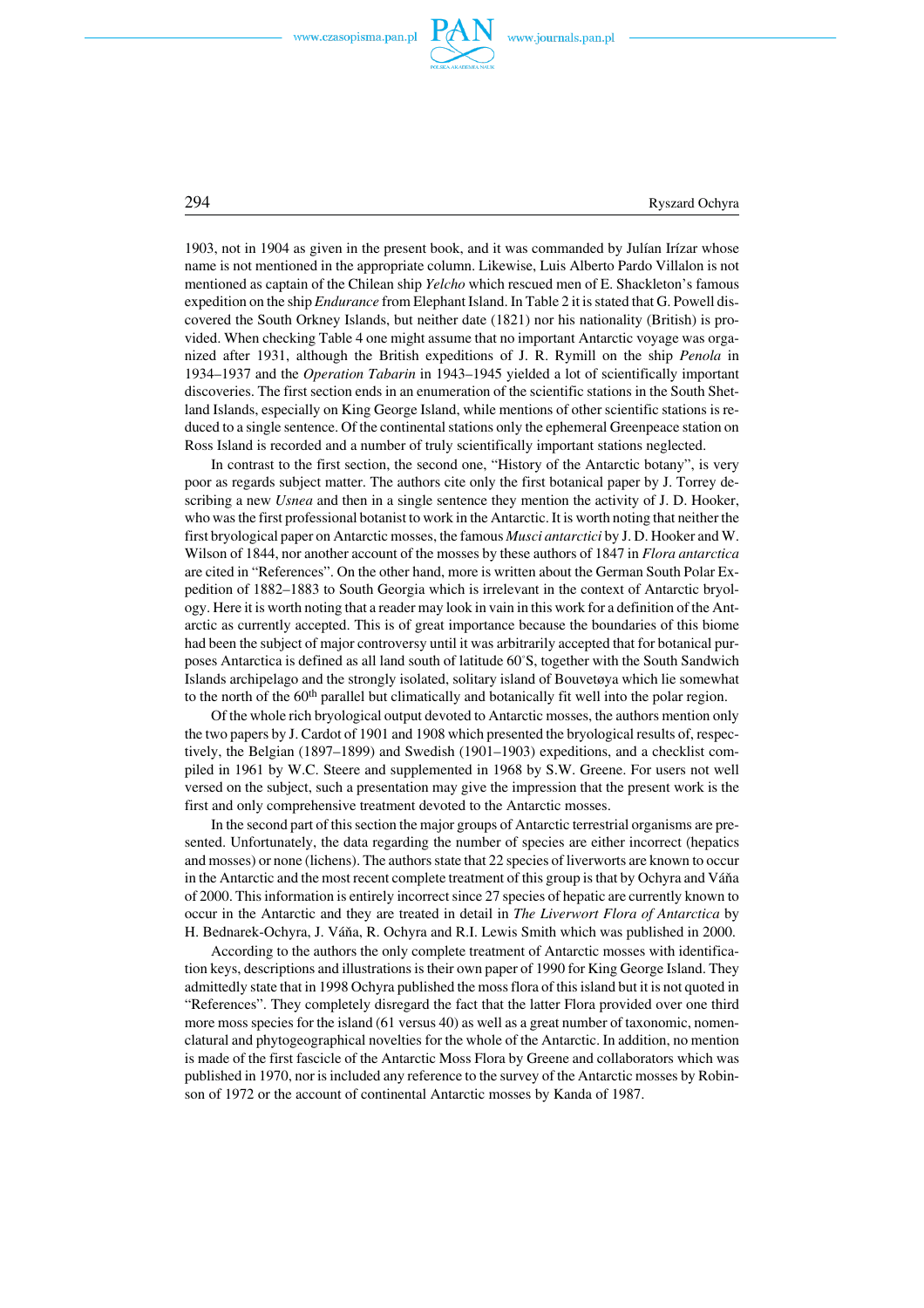1903, not in 1904 as given in the present book, and it was commanded by Julían Irízar whose name is not mentioned in the appropriate column. Likewise, Luis Alberto Pardo Villalon is not mentioned as captain of the Chilean ship *Yelcho* which rescued men of E. Shackleton's famous expedition on the ship *Endurance* from Elephant Island. In Table 2 it is stated that G. Powell discovered the South Orkney Islands, but neither date (1821) nor his nationality (British) is provided. When checking Table 4 one might assume that no important Antarctic voyage was organized after 1931, although the British expeditions of J. R. Rymill on the ship *Penola* in 1934–1937 and the *Operation Tabarin* in 1943–1945 yielded a lot of scientifically important discoveries. The first section ends in an enumeration of the scientific stations in the South Shetland Islands, especially on King George Island, while mentions of other scientific stations is reduced to a single sentence. Of the continental stations only the ephemeral Greenpeace station on Ross Island is recorded and a number of truly scientifically important stations neglected.

In contrast to the first section, the second one, "History of the Antarctic botany", is very poor as regards subject matter. The authors cite only the first botanical paper by J. Torrey describing a new *Usnea* and then in a single sentence they mention the activity of J. D. Hooker, who was the first professional botanist to work in the Antarctic. It is worth noting that neither the first bryological paper on Antarctic mosses, the famous *Musci antarctici* by J. D. Hooker and W. Wilson of 1844, nor another account of the mosses by these authors of 1847 in *Flora antarctica* are cited in "References". On the other hand, more is written about the German South Polar Expedition of 1882–1883 to South Georgia which is irrelevant in the context of Antarctic bryology. Here it is worth noting that a reader may look in vain in this work for a definition of the Antarctic as currently accepted. This is of great importance because the boundaries of this biome had been the subject of major controversy until it was arbitrarily accepted that for botanical purposes Antarctica is defined as all land south of latitude 60°S, together with the South Sandwich Islands archipelago and the strongly isolated, solitary island of Bouvetøya which lie somewhat to the north of the 60th parallel but climatically and botanically fit well into the polar region.

Of the whole rich bryological output devoted to Antarctic mosses, the authors mention only the two papers by J. Cardot of 1901 and 1908 which presented the bryological results of, respectively, the Belgian (1897–1899) and Swedish (1901–1903) expeditions, and a checklist compiled in 1961 by W.C. Steere and supplemented in 1968 by S.W. Greene. For users not well versed on the subject, such a presentation may give the impression that the present work is the first and only comprehensive treatment devoted to the Antarctic mosses.

In the second part of this section the major groups of Antarctic terrestrial organisms are presented. Unfortunately, the data regarding the number of species are either incorrect (hepatics and mosses) or none (lichens). The authors state that 22 species of liverworts are known to occur in the Antarctic and the most recent complete treatment of this group is that by Ochyra and Váňa of 2000. This information is entirely incorrect since 27 species of hepatic are currently known to occur in the Antarctic and they are treated in detail in *The Liverwort Flora of Antarctica* by H. Bednarek-Ochyra, J. Váňa, R. Ochyra and R.I. Lewis Smith which was published in 2000.

According to the authors the only complete treatment of Antarctic mosses with identification keys, descriptions and illustrations is their own paper of 1990 for King George Island. They admittedly state that in 1998 Ochyra published the moss flora of this island but it is not quoted in "References". They completely disregard the fact that the latter Flora provided over one third more moss species for the island (61 versus 40) as well as a great number of taxonomic, nomenclatural and phytogeographical novelties for the whole of the Antarctic. In addition, no mention is made of the first fascicle of the Antarctic Moss Flora by Greene and collaborators which was published in 1970, nor is included any reference to the survey of the Antarctic mosses by Robinson of 1972 or the account of continental Antarctic mosses by Kanda of 1987.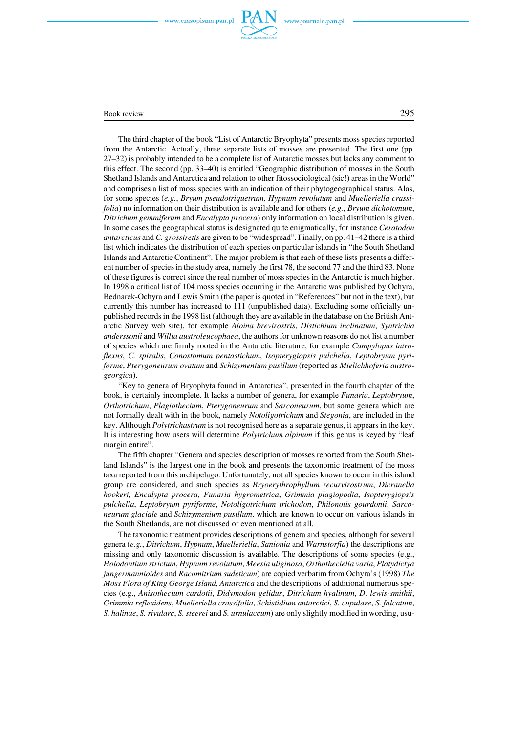The third chapter of the book "List of Antarctic Bryophyta" presents moss species reported from the Antarctic. Actually, three separate lists of mosses are presented. The first one (pp. 27–32) is probably intended to be a complete list of Antarctic mosses but lacks any comment to this effect. The second (pp. 33–40) is entitled "Geographic distribution of mosses in the South Shetland Islands and Antarctica and relation to other fitossociological (sic!) areas in the World" and comprises a list of moss species with an indication of their phytogeographical status. Alas, for some species (*e.g.*, *Bryum pseudotriquetrum, Hypnum revolutum* and *Muelleriella crassifolia*) no information on their distribution is available and for others (*e.g.*, *Bryum dichotomum*, *Ditrichum gemmiferum* and *Encalypta procera*) only information on local distribution is given. In some cases the geographical status is designated quite enigmatically, for instance *Ceratodon antarcticus* and *C. grossiretis* are given to be "widespread". Finally, on pp. 41–42 there is a third list which indicates the distribution of each species on particular islands in "the South Shetland Islands and Antarctic Continent". The major problem is that each of these lists presents a different number of species in the study area, namely the first 78, the second 77 and the third 83. None of these figures is correct since the real number of moss species in the Antarctic is much higher. In 1998 a critical list of 104 moss species occurring in the Antarctic was published by Ochyra, Bednarek-Ochyra and Lewis Smith (the paper is quoted in "References" but not in the text), but currently this number has increased to 111 (unpublished data). Excluding some officially unpublished records in the 1998 list (although they are available in the database on the British Antarctic Survey web site), for example *Aloina brevirostris*, *Distichium inclinatum*, *Syntrichia anderssonii* and *Willia austroleucophaea*, the authors for unknown reasons do not list a number of species which are firmly rooted in the Antarctic literature, for example *Campylopus introflexus*, *C. spiralis*, *Conostomum pentastichum*, *Isopterygiopsis pulchella*, *Leptobryum pyriforme*, *Pterygoneurum ovatum* and *Schizymenium pusillum* (reported as *Mielichhoferia austrogeorgica*).

"Key to genera of Bryophyta found in Antarctica", presented in the fourth chapter of the book, is certainly incomplete. It lacks a number of genera, for example *Funaria*, *Leptobryum*, *Orthotrichum*, *Plagiothecium*, *Pterygoneurum* and *Sarconeurum*, but some genera which are not formally dealt with in the book, namely *Notoligotrichum* and *Stegonia*, are included in the key. Although *Polytrichastrum* is not recognised here as a separate genus, it appears in the key. It is interesting how users will determine *Polytrichum alpinum* if this genus is keyed by "leaf margin entire".

The fifth chapter "Genera and species description of mosses reported from the South Shetland Islands" is the largest one in the book and presents the taxonomic treatment of the moss taxa reported from this archipelago. Unfortunately, not all species known to occur in this island group are considered, and such species as *Bryoerythrophyllum recurvirostrum*, *Dicranella hookeri*, *Encalypta procera*, *Funaria hygrometrica*, *Grimmia plagiopodia*, *Isopterygiopsis pulchella*, *Leptobryum pyriforme*, *Notoligotrichum trichodon*, *Philonotis gourdonii*, *Sarconeurum glaciale* and *Schizymenium pusillum*, which are known to occur on various islands in the South Shetlands, are not discussed or even mentioned at all.

The taxonomic treatment provides descriptions of genera and species, although for several genera (*e.g.*, *Ditrichum*, *Hypnum*, *Muelleriella*, *Sanionia* and *Warnstorfia*) the descriptions are missing and only taxonomic discussion is available. The descriptions of some species (e.g., *Holodontium strictum*, *Hypnum revolutum*, *Meesia uliginosa*, *Orthotheciella varia*, *Platydictya jungermannioides* and *Racomitrium sudeticum*) are copied verbatim from Ochyra's (1998) *The Moss Flora of King George Island, Antarctica* and the descriptions of additional numerous species (e.g., *Anisothecium cardotii*, *Didymodon gelidus*, *Ditrichum hyalinum*, *D. lewis-smithii*, *Grimmia reflexidens*, *Muelleriella crassifolia*, *Schistidium antarctici*, *S. cupulare*, *S. falcatum*, *S. halinae*, *S. rivulare*, *S. steerei* and *S. urnulaceum*) are only slightly modified in wording, usu-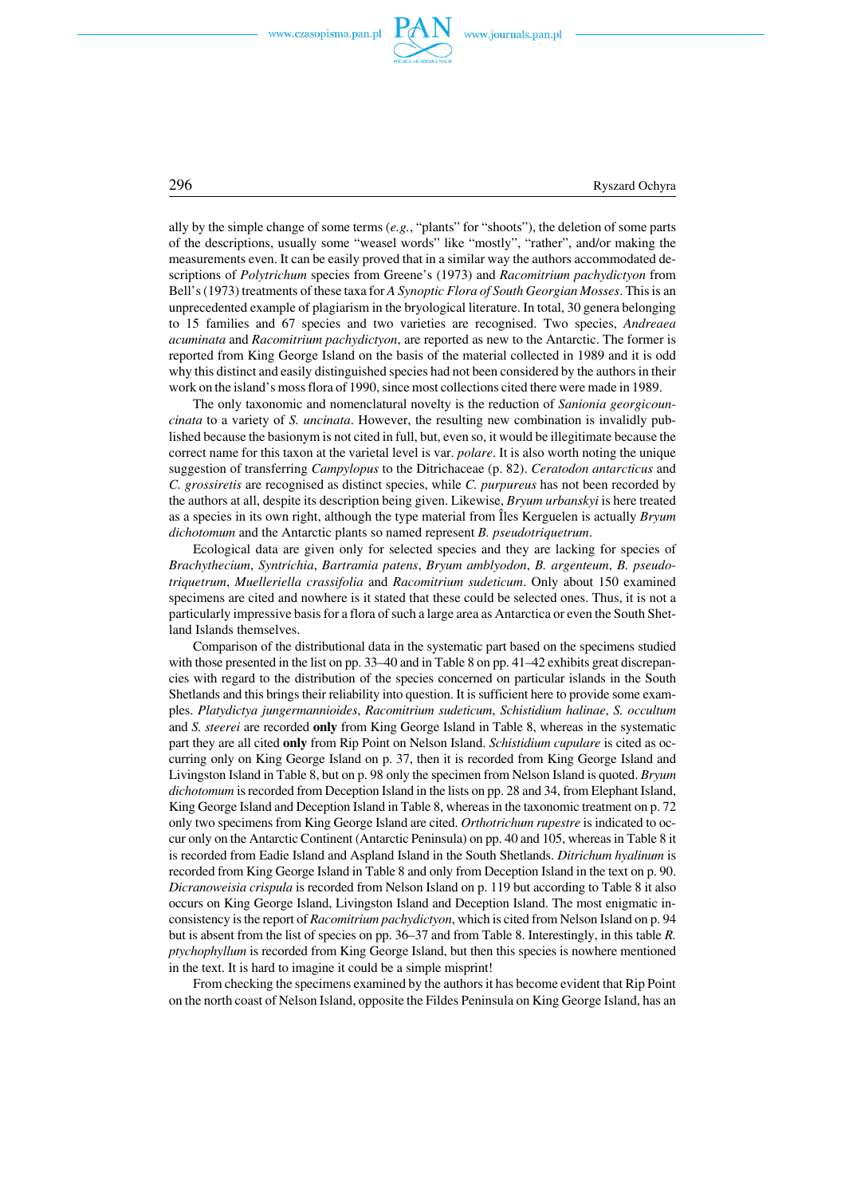ally by the simple change of some terms (*e.g.*, "plants" for "shoots"), the deletion of some parts of the descriptions, usually some "weasel words" like "mostly", "rather", and/or making the measurements even. It can be easily proved that in a similar way the authors accommodated descriptions of *Polytrichum* species from Greene's (1973) and *Racomitrium pachydictyon* from Bell's (1973) treatments of these taxa for *A Synoptic Flora of South Georgian Mosses*. This is an unprecedented example of plagiarism in the bryological literature. In total, 30 genera belonging to 15 families and 67 species and two varieties are recognised. Two species, *Andreaea acuminata* and *Racomitrium pachydictyon*, are reported as new to the Antarctic. The former is reported from King George Island on the basis of the material collected in 1989 and it is odd why this distinct and easily distinguished species had not been considered by the authors in their work on the island's moss flora of 1990, since most collections cited there were made in 1989.

The only taxonomic and nomenclatural novelty is the reduction of *Sanionia georgicouncinata* to a variety of *S. uncinata*. However, the resulting new combination is invalidly published because the basionym is not cited in full, but, even so, it would be illegitimate because the correct name for this taxon at the varietal level is var. *polare*. It is also worth noting the unique suggestion of transferring *Campylopus* to the Ditrichaceae (p. 82). *Ceratodon antarcticus* and *C. grossiretis* are recognised as distinct species, while *C. purpureus* has not been recorded by the authors at all, despite its description being given. Likewise, *Bryum urbanskyi* is here treated as a species in its own right, although the type material from Îles Kerguelen is actually *Bryum dichotomum* and the Antarctic plants so named represent *B. pseudotriquetrum*.

Ecological data are given only for selected species and they are lacking for species of *Brachythecium*, *Syntrichia*, *Bartramia patens*, *Bryum amblyodon*, *B. argenteum*, *B. pseudotriquetrum*, *Muelleriella crassifolia* and *Racomitrium sudeticum*. Only about 150 examined specimens are cited and nowhere is it stated that these could be selected ones. Thus, it is not a particularly impressive basis for a flora of such a large area as Antarctica or even the South Shetland Islands themselves.

Comparison of the distributional data in the systematic part based on the specimens studied with those presented in the list on pp. 33–40 and in Table 8 on pp. 41–42 exhibits great discrepancies with regard to the distribution of the species concerned on particular islands in the South Shetlands and this brings their reliability into question. It is sufficient here to provide some examples. *Platydictya jungermannioides*, *Racomitrium sudeticum*, *Schistidium halinae*, *S. occultum* and *S. steerei* are recorded **only** from King George Island in Table 8, whereas in the systematic part they are all cited **only** from Rip Point on Nelson Island. *Schistidium cupulare* is cited as occurring only on King George Island on p. 37, then it is recorded from King George Island and Livingston Island in Table 8, but on p. 98 only the specimen from Nelson Island is quoted. *Bryum dichotomum* is recorded from Deception Island in the lists on pp. 28 and 34, from Elephant Island, King George Island and Deception Island in Table 8, whereas in the taxonomic treatment on p. 72 only two specimens from King George Island are cited. *Orthotrichum rupestre* is indicated to occur only on the Antarctic Continent (Antarctic Peninsula) on pp. 40 and 105, whereas in Table 8 it is recorded from Eadie Island and Aspland Island in the South Shetlands. *Ditrichum hyalinum* is recorded from King George Island in Table 8 and only from Deception Island in the text on p. 90. *Dicranoweisia crispula* is recorded from Nelson Island on p. 119 but according to Table 8 it also occurs on King George Island, Livingston Island and Deception Island. The most enigmatic inconsistency is the report of *Racomitrium pachydictyon*, which is cited from Nelson Island on p. 94 but is absent from the list of species on pp. 36–37 and from Table 8. Interestingly, in this table *R. ptychophyllum* is recorded from King George Island, but then this species is nowhere mentioned in the text. It is hard to imagine it could be a simple misprint!

From checking the specimens examined by the authors it has become evident that Rip Point on the north coast of Nelson Island, opposite the Fildes Peninsula on King George Island, has an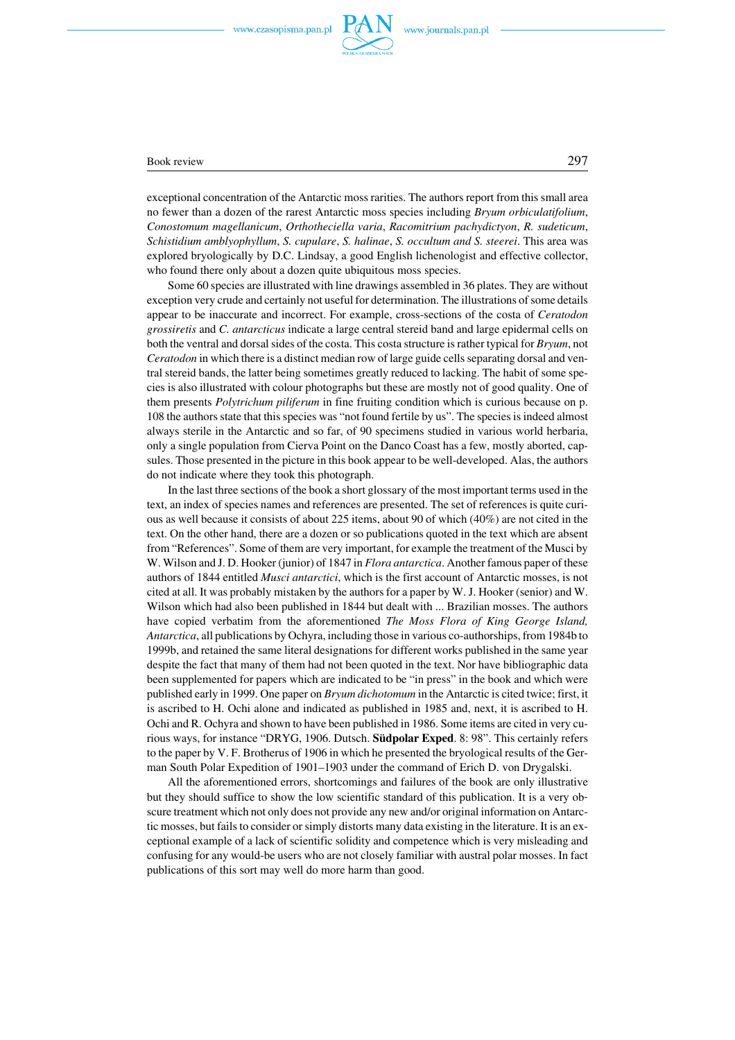exceptional concentration of the Antarctic moss rarities. The authors report from this small area no fewer than a dozen of the rarest Antarctic moss species including *Bryum orbiculatifolium*, *Conostomum magellanicum*, *Orthotheciella varia*, *Racomitrium pachydictyon*, *R. sudeticum*, *Schistidium amblyophyllum*, *S. cupulare*, *S. halinae*, *S. occultum and S. steerei*. This area was explored bryologically by D.C. Lindsay, a good English lichenologist and effective collector, who found there only about a dozen quite ubiquitous moss species.

Some 60 species are illustrated with line drawings assembled in 36 plates. They are without exception very crude and certainly not useful for determination. The illustrations of some details appear to be inaccurate and incorrect. For example, cross-sections of the costa of *Ceratodon grossiretis* and *C. antarcticus* indicate a large central stereid band and large epidermal cells on both the ventral and dorsal sides of the costa. This costa structure is rather typical for *Bryum*, not *Ceratodon* in which there is a distinct median row of large guide cells separating dorsal and ventral stereid bands, the latter being sometimes greatly reduced to lacking. The habit of some species is also illustrated with colour photographs but these are mostly not of good quality. One of them presents *Polytrichum piliferum* in fine fruiting condition which is curious because on p. 108 the authors state that this species was "not found fertile by us". The species is indeed almost always sterile in the Antarctic and so far, of 90 specimens studied in various world herbaria, only a single population from Cierva Point on the Danco Coast has a few, mostly aborted, capsules. Those presented in the picture in this book appear to be well-developed. Alas, the authors do not indicate where they took this photograph.

In the last three sections of the book a short glossary of the most important terms used in the text, an index of species names and references are presented. The set of references is quite curious as well because it consists of about 225 items, about 90 of which (40%) are not cited in the text. On the other hand, there are a dozen or so publications quoted in the text which are absent from "References". Some of them are very important, for example the treatment of the Musci by W. Wilson and J. D. Hooker (junior) of 1847 in *Flora antarctica*. Another famous paper of these authors of 1844 entitled *Musci antarctici*, which is the first account of Antarctic mosses, is not cited at all. It was probably mistaken by the authors for a paper by W. J. Hooker (senior) and W. Wilson which had also been published in 1844 but dealt with ... Brazilian mosses. The authors have copied verbatim from the aforementioned *The Moss Flora of King George Island, Antarctica*, all publications by Ochyra, including those in various co-authorships, from 1984b to 1999b, and retained the same literal designations for different works published in the same year despite the fact that many of them had not been quoted in the text. Nor have bibliographic data been supplemented for papers which are indicated to be "in press" in the book and which were published early in 1999. One paper on *Bryum dichotomum* in the Antarctic is cited twice; first, it is ascribed to H. Ochi alone and indicated as published in 1985 and, next, it is ascribed to H. Ochi and R. Ochyra and shown to have been published in 1986. Some items are cited in very curious ways, for instance "DRYG, 1906. Dutsch. **Südpolar Exped**. 8: 98". This certainly refers to the paper by V. F. Brotherus of 1906 in which he presented the bryological results of the German South Polar Expedition of 1901–1903 under the command of Erich D. von Drygalski.

All the aforementioned errors, shortcomings and failures of the book are only illustrative but they should suffice to show the low scientific standard of this publication. It is a very obscure treatment which not only does not provide any new and/or original information on Antarctic mosses, but fails to consider or simply distorts many data existing in the literature. It is an exceptional example of a lack of scientific solidity and competence which is very misleading and confusing for any would-be users who are not closely familiar with austral polar mosses. In fact publications of this sort may well do more harm than good.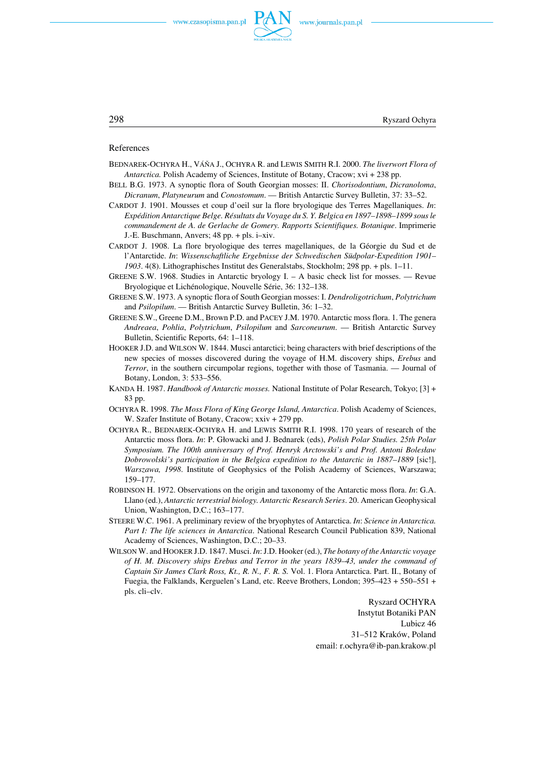## References

BEDNAREK-OCHYRA H., VÁŇA J., OCHYRA R. and LEWIS SMITH R.I. 2000. *The liverwort Flora of Antarctica.* Polish Academy of Sciences, Institute of Botany, Cracow; xvi + 238 pp.

BELL B.G. 1973. A synoptic flora of South Georgian mosses: II. *Chorisodontium*, *Dicranoloma*, *Dicranum*, *Platyneurum* and *Conostomum*. — British Antarctic Survey Bulletin, 37: 33–52.

CARDOT J. 1901. Mousses et coup d'oeil sur la flore bryologique des Terres Magellaniques. *In*: *Expédition Antarctique Belge. Résultats du Voyage du S. Y. Belgica en 1897–1898–1899 sous le commandement de A. de Gerlache de Gomery. Rapports Scientifiques. Botanique*. Imprimerie J.-E. Buschmann, Anvers; 48 pp. + pls. i–xiv.

CARDOT J. 1908. La flore bryologique des terres magellaniques, de la Géorgie du Sud et de l'Antarctide. *In*: *Wissenschaftliche Ergebnisse der Schwedischen Südpolar-Expedition 1901–1903*. 4(8). Lithographisches Institut des Generalstabs, Stockholm; 298 pp. + pls. 1–11.

GREENE S.W. 1968. Studies in Antarctic bryology I. – A basic check list for mosses. — Revue Bryologique et Lichénologique, Nouvelle Série, 36: 132–138.

GREENE S.W. 1973. A synoptic flora of South Georgian mosses: I. *Dendroligotrichum*, *Polytrichum* and *Psilopilum*. — British Antarctic Survey Bulletin, 36: 1–32.

GREENE S.W., Greene D.M., Brown P.D. and PACEY J.M. 1970. Antarctic moss flora. 1. The genera *Andreaea*, *Pohlia*, *Polytrichum*, *Psilopilum* and *Sarconeurum*. — British Antarctic Survey Bulletin, Scientific Reports, 64: 1–118.

HOOKER J.D. and WILSON W. 1844. Musci antarctici; being characters with brief descriptions of the new species of mosses discovered during the voyage of H.M. discovery ships, *Erebus* and *Terror*, in the southern circumpolar regions, together with those of Tasmania. — Journal of Botany, London, 3: 533–556.

KANDA H. 1987. *Handbook of Antarctic mosses.* National Institute of Polar Research, Tokyo; [3] + 83 pp.

OCHYRA R. 1998. *The Moss Flora of King George Island, Antarctica*. Polish Academy of Sciences, W. Szafer Institute of Botany, Cracow; xxiv + 279 pp.

OCHYRA R., BEDNAREK-OCHYRA H. and LEWIS SMITH R.I. 1998. 170 years of research of the Antarctic moss flora. *In*: P. Głowacki and J. Bednarek (eds), *Polish Polar Studies. 25th Polar Symposium. The 100th anniversary of Prof. Henryk Arctowski's and Prof. Antoni Bolesław Dobrowolski's participation in the Belgica expedition to the Antarctic in 1887–1889* [sic!], *Warszawa, 1998*. Institute of Geophysics of the Polish Academy of Sciences, Warszawa; 159–177.

ROBINSON H. 1972. Observations on the origin and taxonomy of the Antarctic moss flora. *In*: G.A. Llano (ed.), *Antarctic terrestrial biology. Antarctic Research Series*. 20. American Geophysical Union, Washington, D.C.; 163–177.

STEERE W.C. 1961. A preliminary review of the bryophytes of Antarctica. *In*: *Science in Antarctica. Part I: The life sciences in Antarctica*. National Research Council Publication 839, National Academy of Sciences, Washington, D.C.; 20–33.

WILSON W. and HOOKER J.D. 1847. Musci. *In*: J.D. Hooker (ed.), *The botany of the Antarctic voyage of H. M. Discovery ships Erebus and Terror in the years 1839–43, under the command of Captain Sir James Clark Ross, Kt., R. N., F. R. S.* Vol. 1. Flora Antarctica. Part. II., Botany of Fuegia, the Falklands, Kerguelen's Land, etc. Reeve Brothers, London; 395–423 + 550–551 + pls. cli–clv.

Ryszard OCHYRA
Instytut Botaniki PAN
Lubicz 46
31–512 Kraków, Poland
email: r.ochyra@ib-pan.krakow.pl